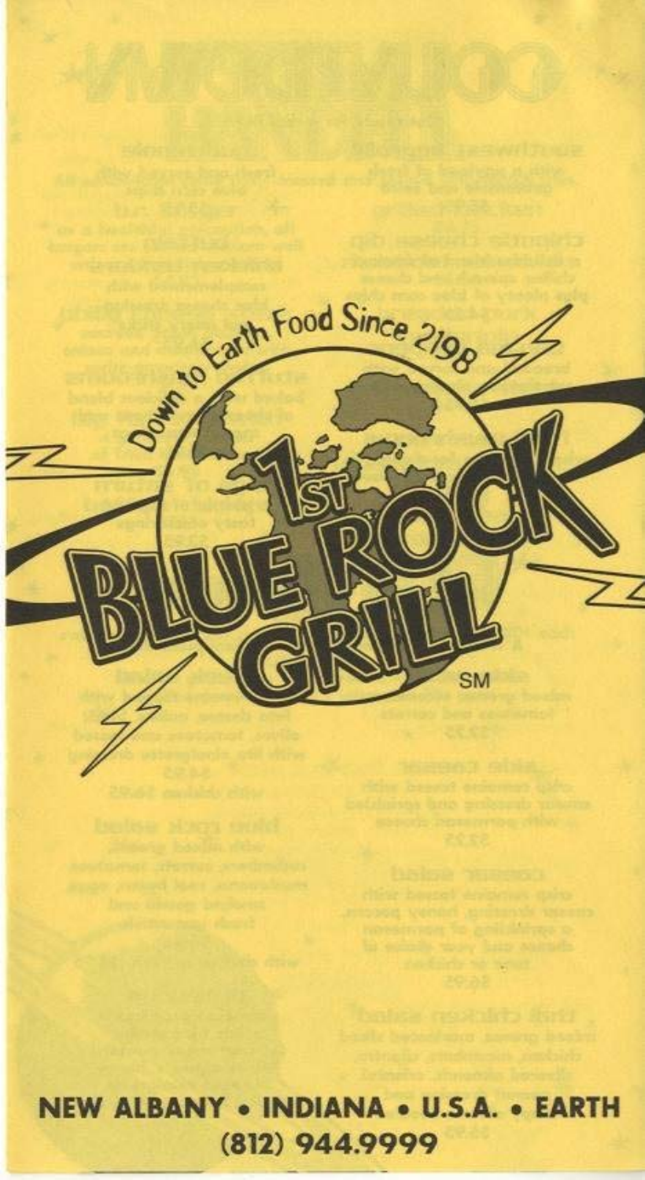Down to Earth Food Since 2198

# 1ST BLUE ROCK GRILL

SM

**NEW ALBANY • INDIANA • U.S.A. • EARTH**

**(812) 944.9999**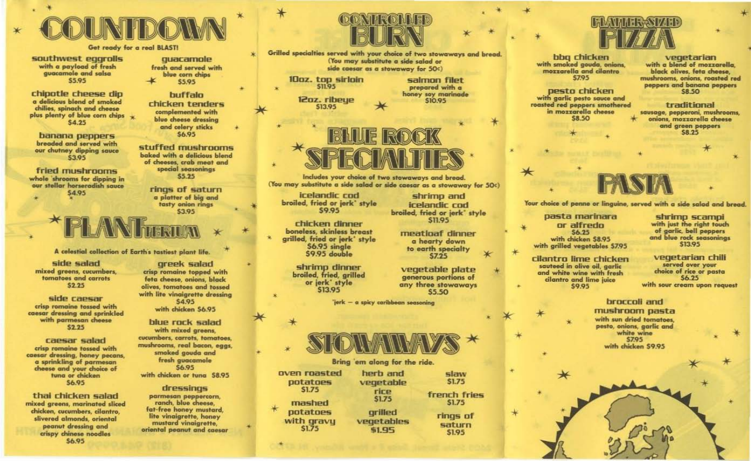# COUNTDOWN

Get ready for a real BLAST!

**southwest eggrolls**
with a payload of fresh guacamole and salsa
$5.95

**chipotle cheese dip**
a delicious blend of smoked chilies, spinach and cheese plus plenty of blue corn chips
$4.25

**banana peppers**
breaded and served with our chutney dipping sauce
$3.95

**fried mushrooms**
whole 'shrooms for dipping in our stellar horseradish sauce
$4.95

**guacamole**
fresh and served with blue corn chips
$5.95

**buffalo chicken tenders**
complemented with blue cheese dressing and celery sticks
$6.95

**stuffed mushrooms**
baked with a delicious blend of cheeses, crab meat and special seasonings
$5.25

**rings of saturn**
a platter of big and tasty onion rings
$3.95

# PLANTERIUM

A celestial collection of Earth's tastiest plant life.

**side salad**
mixed greens, cucumbers, tomatoes and carrots
$2.25

**side caesar**
crisp romaine tossed with caesar dressing and sprinkled with parmesan cheese
$2.25

**caesar salad**
crisp romaine tossed with caesar dressing, honey pecans, a sprinkling of parmesan cheese and your choice of tuna or chicken
$6.95

**thai chicken salad**
mixed greens, marinated sliced chicken, cucumbers, cilantro, slivered almonds, oriental peanut dressing and crispy chinese noodles
$6.95

**greek salad**
crisp romaine topped with feta cheese, onions, black olives, tomatoes and tossed with lite vinaigrette dressing
$4.95
with chicken $6.95

**blue rock salad**
with mixed greens, cucumbers, carrots, tomatoes, mushrooms, real bacon, eggs, smoked gouda and fresh guacamole
$6.95
with chicken or tuna $8.95

**dressings**
parmesan peppercorn, ranch, blue cheese, fat-free honey mustard, lite vinaigrette, honey mustard vinaigrette, oriental peanut and caesar

# CONTROLLED BURN

Grilled specialties served with your choice of two stowaways and bread. (You may substitute a side salad or side caesar as a stowaway for 50¢)

**10oz. top sirloin**
$11.95

**12oz. ribeye**
$13.95

**salmon filet**
prepared with a honey soy marinade
$10.95

# BLUE ROCK SPECIALTIES

Includes your choice of two stowaways and bread. (You may substitute a side salad or side caesar as a stowaway for 50¢)

**icelandic cod**
broiled, fried or jerk* style
$9.95

**chicken dinner**
boneless, skinless breast grilled, fried or jerk* style
$6.95 single
$9.95 double

**shrimp dinner**
broiled, fried, grilled or jerk* style
$13.95

**shrimp and icelandic cod**
broiled, fried or jerk* style
$11.95

**meatloaf dinner**
a hearty down to earth specialty
$7.25

**vegetable plate**
generous portions of any three stowaways
$5.50

*jerk — a spicy caribbean seasoning

# STOWAWAYS

Bring 'em along for the ride.

**oven roasted potatoes** $1.75

**mashed potatoes with gravy** $1.75

**herb and vegetable rice** $1.75

**grilled vegetables** $1.95

**slaw** $1.75

**french fries** $1.75

**rings of saturn** $1.95

# PLATTER-SIZED PIZZA

**bbq chicken**
with smoked gouda, onions, mozzarella and cilantro
$7.95

**pesto chicken**
with garlic pesto sauce and roasted red peppers smothered in mozzarella cheese
$8.50

**vegetarian**
with a blend of mozzarella, black olives, feta cheese, mushrooms, onions, roasted red peppers and banana peppers
$8.50

**traditional**
sausage, pepperoni, mushrooms, onions, mozzarella cheese and green peppers
$8.25

# PASTA

Your choice of penne or linguine, served with a side salad and bread.

**pasta marinara or alfredo**
$6.25
with chicken $8.95
with grilled vegetables $7.95

**cilantro lime chicken**
sauteed in olive oil, garlic and white wine with fresh cilantro and lime juice
$9.95

**shrimp scampi**
with just the right touch of garlic, bell peppers and blue rock seasonings
$13.95

**vegetarian chili**
served over your choice of rice or pasta
$6.25
with sour cream upon request

**broccoli and mushroom pasta**
with sun dried tomatoes, pesto, onions, garlic and white wine
$7.95
with chicken $9.95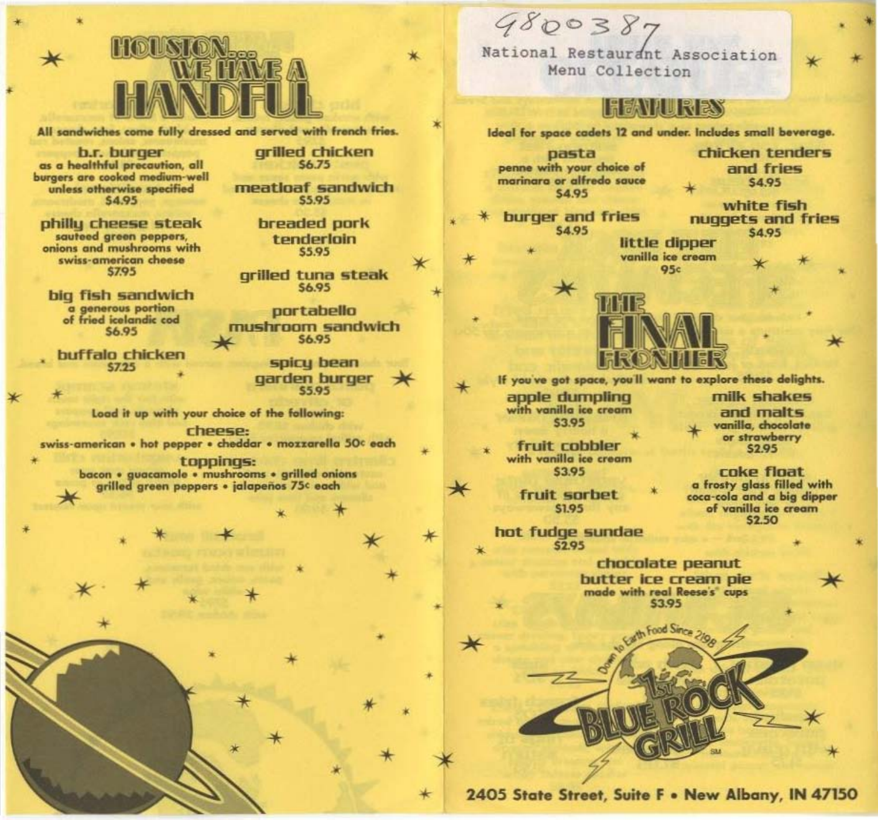# HOUSTON... WE HAVE A HANDFUL

All sandwiches come fully dressed and served with french fries.

**b.r. burger**
as a healthful precaution, all burgers are cooked medium-well unless otherwise specified
$4.95

**philly cheese steak**
sauteed green peppers, onions and mushrooms with swiss-american cheese
$7.95

**big fish sandwich**
a generous portion of fried icelandic cod
$6.95

**buffalo chicken**
$7.25

**grilled chicken**
$6.75

**meatloaf sandwich**
$5.95

**breaded pork tenderloin**
$5.95

**grilled tuna steak**
$6.95

**portabello mushroom sandwich**
$6.95

**spicy bean garden burger**
$5.95

Load it up with your choice of the following:

**cheese:**
swiss-american • hot pepper • cheddar • mozzarella 50¢ each

**toppings:**
bacon • guacamole • mushrooms • grilled onions
grilled green peppers • jalapeños 75¢ each

9800387
National Restaurant Association
Menu Collection

# FEATURES

Ideal for space cadets 12 and under. Includes small beverage.

**pasta**
penne with your choice of marinara or alfredo sauce
$4.95

**burger and fries**
$4.95

**chicken tenders and fries**
$4.95

**white fish nuggets and fries**
$4.95

**little dipper**
vanilla ice cream
95¢

# THE FINAL FRONTIER

If you've got space, you'll want to explore these delights.

**apple dumpling**
with vanilla ice cream
$3.95

**fruit cobbler**
with vanilla ice cream
$3.95

**fruit sorbet**
$1.95

**hot fudge sundae**
$2.95

**milk shakes and malts**
vanilla, chocolate or strawberry
$2.95

**coke float**
a frosty glass filled with coca-cola and a big dipper of vanilla ice cream
$2.50

**chocolate peanut butter ice cream pie**
made with real Reese's® cups
$3.95

Down to Earth Food Since 2198
1st ROCK BLUE ROCK GRILL SM

2405 State Street, Suite F • New Albany, IN 47150